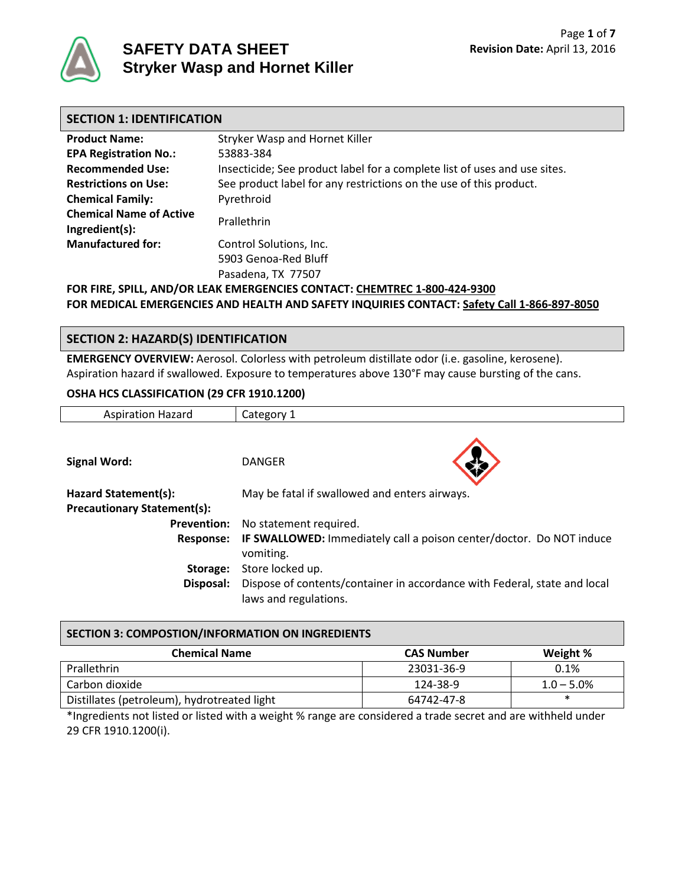# SAFETY DATA SHEET
# Stryker Wasp and Hornet Killer

**Revision Date:** April 13, 2016

## SECTION 1: IDENTIFICATION

| | |
|---|---|
| **Product Name:** | Stryker Wasp and Hornet Killer |
| **EPA Registration No.:** | 53883-384 |
| **Recommended Use:** | Insecticide; See product label for a complete list of uses and use sites. |
| **Restrictions on Use:** | See product label for any restrictions on the use of this product. |
| **Chemical Family:** | Pyrethroid |
| **Chemical Name of Active Ingredient(s):** | Prallethrin |
| **Manufactured for:** | Control Solutions, Inc.<br>5903 Genoa-Red Bluff<br>Pasadena, TX 77507 |

**FOR FIRE, SPILL, AND/OR LEAK EMERGENCIES CONTACT: CHEMTREC 1-800-424-9300**
**FOR MEDICAL EMERGENCIES AND HEALTH AND SAFETY INQUIRIES CONTACT: Safety Call 1-866-897-8050**

## SECTION 2: HAZARD(S) IDENTIFICATION

**EMERGENCY OVERVIEW:** Aerosol. Colorless with petroleum distillate odor (i.e. gasoline, kerosene). Aspiration hazard if swallowed. Exposure to temperatures above 130°F may cause bursting of the cans.

**OSHA HCS CLASSIFICATION (29 CFR 1910.1200)**

| | |
|---|---|
| Aspiration Hazard | Category 1 |

**Signal Word:** DANGER

**Hazard Statement(s):** May be fatal if swallowed and enters airways.

**Precautionary Statement(s):**

- **Prevention:** No statement required.
- **Response:** **IF SWALLOWED:** Immediately call a poison center/doctor. Do NOT induce vomiting.
- **Storage:** Store locked up.
- **Disposal:** Dispose of contents/container in accordance with Federal, state and local laws and regulations.

## SECTION 3: COMPOSTION/INFORMATION ON INGREDIENTS

| Chemical Name | CAS Number | Weight % |
|---|---|---|
| Prallethrin | 23031-36-9 | 0.1% |
| Carbon dioxide | 124-38-9 | 1.0 – 5.0% |
| Distillates (petroleum), hydrotreated light | 64742-47-8 | * |

*Ingredients not listed or listed with a weight % range are considered a trade secret and are withheld under 29 CFR 1910.1200(i).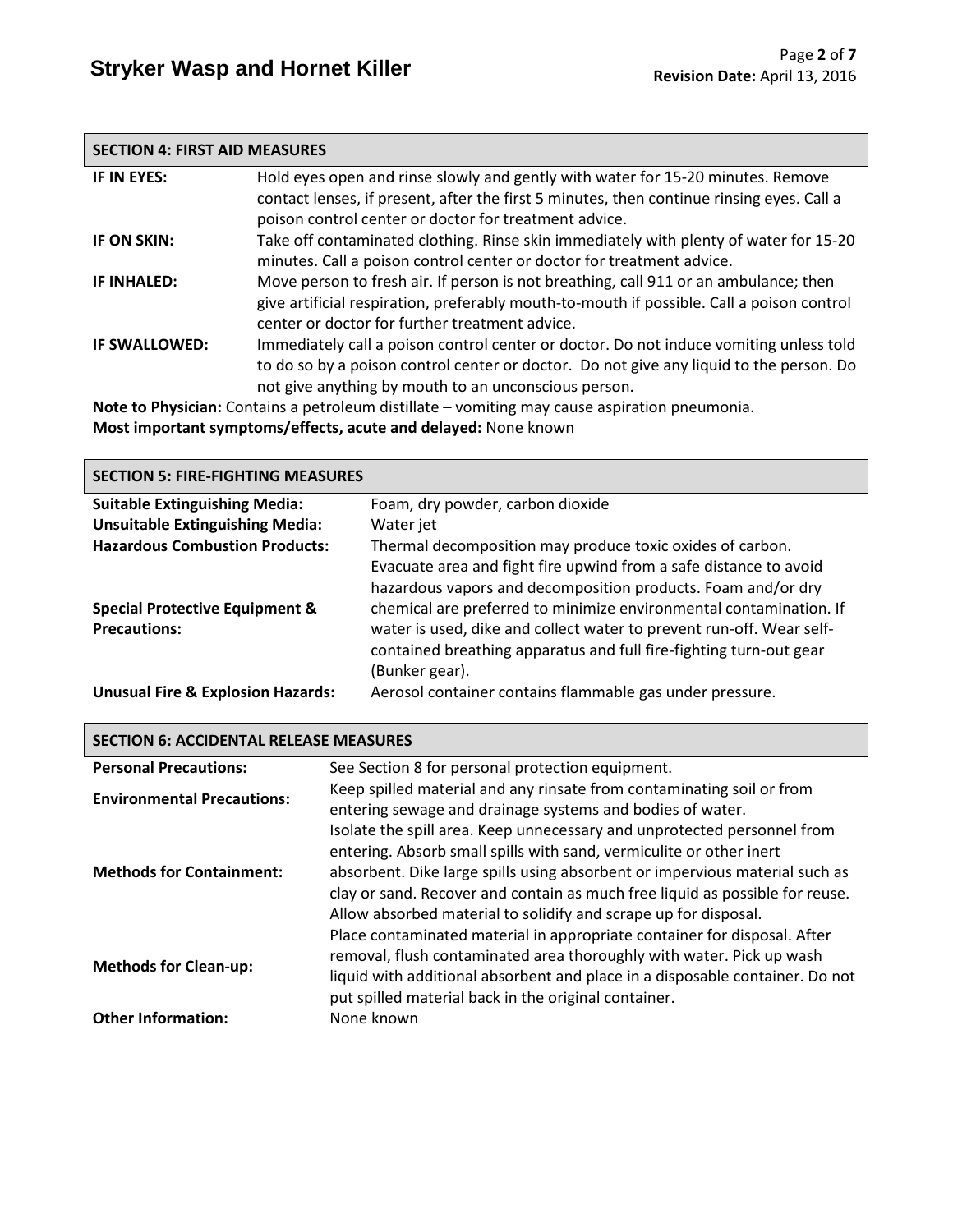## SECTION 4: FIRST AID MEASURES

| | |
|---|---|
| **IF IN EYES:** | Hold eyes open and rinse slowly and gently with water for 15-20 minutes. Remove contact lenses, if present, after the first 5 minutes, then continue rinsing eyes. Call a poison control center or doctor for treatment advice. |
| **IF ON SKIN:** | Take off contaminated clothing. Rinse skin immediately with plenty of water for 15-20 minutes. Call a poison control center or doctor for treatment advice. |
| **IF INHALED:** | Move person to fresh air. If person is not breathing, call 911 or an ambulance; then give artificial respiration, preferably mouth-to-mouth if possible. Call a poison control center or doctor for further treatment advice. |
| **IF SWALLOWED:** | Immediately call a poison control center or doctor. Do not induce vomiting unless told to do so by a poison control center or doctor. Do not give any liquid to the person. Do not give anything by mouth to an unconscious person. |

**Note to Physician:** Contains a petroleum distillate – vomiting may cause aspiration pneumonia.
**Most important symptoms/effects, acute and delayed:** None known

## SECTION 5: FIRE-FIGHTING MEASURES

| | |
|---|---|
| **Suitable Extinguishing Media:** | Foam, dry powder, carbon dioxide |
| **Unsuitable Extinguishing Media:** | Water jet |
| **Hazardous Combustion Products:** | Thermal decomposition may produce toxic oxides of carbon. |
| **Special Protective Equipment & Precautions:** | Evacuate area and fight fire upwind from a safe distance to avoid hazardous vapors and decomposition products. Foam and/or dry chemical are preferred to minimize environmental contamination. If water is used, dike and collect water to prevent run-off. Wear self-contained breathing apparatus and full fire-fighting turn-out gear (Bunker gear). |
| **Unusual Fire & Explosion Hazards:** | Aerosol container contains flammable gas under pressure. |

## SECTION 6: ACCIDENTAL RELEASE MEASURES

| | |
|---|---|
| **Personal Precautions:** | See Section 8 for personal protection equipment. |
| **Environmental Precautions:** | Keep spilled material and any rinsate from contaminating soil or from entering sewage and drainage systems and bodies of water. |
| **Methods for Containment:** | Isolate the spill area. Keep unnecessary and unprotected personnel from entering. Absorb small spills with sand, vermiculite or other inert absorbent. Dike large spills using absorbent or impervious material such as clay or sand. Recover and contain as much free liquid as possible for reuse. Allow absorbed material to solidify and scrape up for disposal. |
| **Methods for Clean-up:** | Place contaminated material in appropriate container for disposal. After removal, flush contaminated area thoroughly with water. Pick up wash liquid with additional absorbent and place in a disposable container. Do not put spilled material back in the original container. |
| **Other Information:** | None known |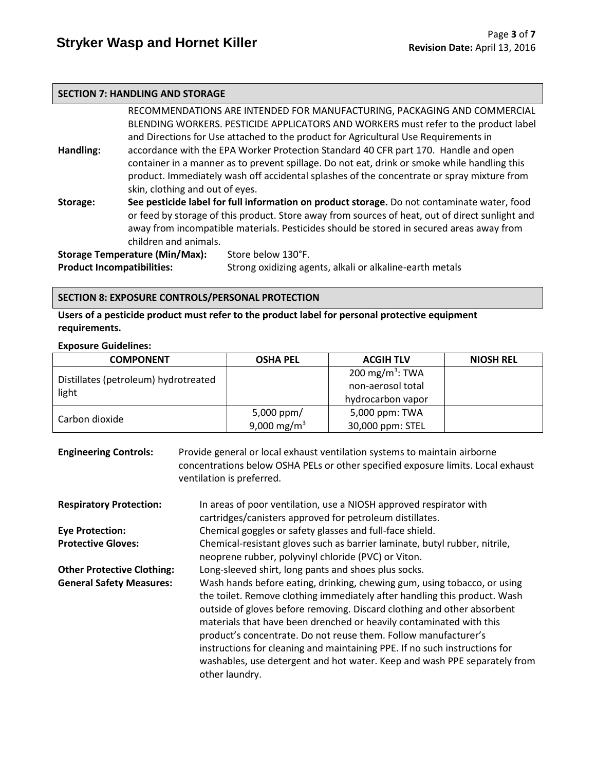## SECTION 7: HANDLING AND STORAGE

**Handling:** RECOMMENDATIONS ARE INTENDED FOR MANUFACTURING, PACKAGING AND COMMERCIAL BLENDING WORKERS. PESTICIDE APPLICATORS AND WORKERS must refer to the product label and Directions for Use attached to the product for Agricultural Use Requirements in accordance with the EPA Worker Protection Standard 40 CFR part 170. Handle and open container in a manner as to prevent spillage. Do not eat, drink or smoke while handling this product. Immediately wash off accidental splashes of the concentrate or spray mixture from skin, clothing and out of eyes.

**Storage:** **See pesticide label for full information on product storage.** Do not contaminate water, food or feed by storage of this product. Store away from sources of heat, out of direct sunlight and away from incompatible materials. Pesticides should be stored in secured areas away from children and animals.

**Storage Temperature (Min/Max):** Store below 130°F.

**Product Incompatibilities:** Strong oxidizing agents, alkali or alkaline-earth metals

## SECTION 8: EXPOSURE CONTROLS/PERSONAL PROTECTION

**Users of a pesticide product must refer to the product label for personal protective equipment requirements.**

**Exposure Guidelines:**

| COMPONENT | OSHA PEL | ACGIH TLV | NIOSH REL |
|---|---|---|---|
| Distillates (petroleum) hydrotreated light | | 200 mg/m$^3$: TWA non-aerosol total hydrocarbon vapor | |
| Carbon dioxide | 5,000 ppm/ 9,000 mg/m$^3$ | 5,000 ppm: TWA 30,000 ppm: STEL | |

**Engineering Controls:** Provide general or local exhaust ventilation systems to maintain airborne concentrations below OSHA PELs or other specified exposure limits. Local exhaust ventilation is preferred.

**Respiratory Protection:** In areas of poor ventilation, use a NIOSH approved respirator with cartridges/canisters approved for petroleum distillates.

**Eye Protection:** Chemical goggles or safety glasses and full-face shield.

**Protective Gloves:** Chemical-resistant gloves such as barrier laminate, butyl rubber, nitrile, neoprene rubber, polyvinyl chloride (PVC) or Viton.

**Other Protective Clothing:** Long-sleeved shirt, long pants and shoes plus socks.

**General Safety Measures:** Wash hands before eating, drinking, chewing gum, using tobacco, or using the toilet. Remove clothing immediately after handling this product. Wash outside of gloves before removing. Discard clothing and other absorbent materials that have been drenched or heavily contaminated with this product's concentrate. Do not reuse them. Follow manufacturer's instructions for cleaning and maintaining PPE. If no such instructions for washables, use detergent and hot water. Keep and wash PPE separately from other laundry.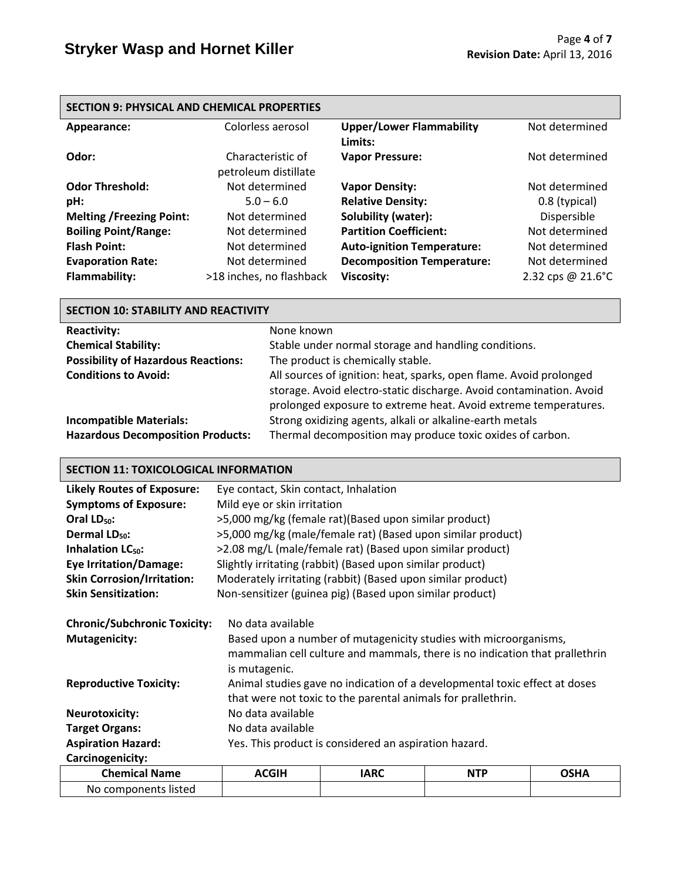## SECTION 9: PHYSICAL AND CHEMICAL PROPERTIES

| | | | |
|---|---|---|---|
| **Appearance:** | Colorless aerosol | **Upper/Lower Flammability Limits:** | Not determined |
| **Odor:** | Characteristic of petroleum distillate | **Vapor Pressure:** | Not determined |
| **Odor Threshold:** | Not determined | **Vapor Density:** | Not determined |
| **pH:** | 5.0 – 6.0 | **Relative Density:** | 0.8 (typical) |
| **Melting /Freezing Point:** | Not determined | **Solubility (water):** | Dispersible |
| **Boiling Point/Range:** | Not determined | **Partition Coefficient:** | Not determined |
| **Flash Point:** | Not determined | **Auto-ignition Temperature:** | Not determined |
| **Evaporation Rate:** | Not determined | **Decomposition Temperature:** | Not determined |
| **Flammability:** | >18 inches, no flashback | **Viscosity:** | 2.32 cps @ 21.6°C |

## SECTION 10: STABILITY AND REACTIVITY

| | |
|---|---|
| **Reactivity:** | None known |
| **Chemical Stability:** | Stable under normal storage and handling conditions. |
| **Possibility of Hazardous Reactions:** | The product is chemically stable. |
| **Conditions to Avoid:** | All sources of ignition: heat, sparks, open flame. Avoid prolonged storage. Avoid electro-static discharge. Avoid contamination. Avoid prolonged exposure to extreme heat. Avoid extreme temperatures. |
| **Incompatible Materials:** | Strong oxidizing agents, alkali or alkaline-earth metals |
| **Hazardous Decomposition Products:** | Thermal decomposition may produce toxic oxides of carbon. |

## SECTION 11: TOXICOLOGICAL INFORMATION

| | |
|---|---|
| **Likely Routes of Exposure:** | Eye contact, Skin contact, Inhalation |
| **Symptoms of Exposure:** | Mild eye or skin irritation |
| **Oral $LD_{50}$:** | >5,000 mg/kg (female rat)(Based upon similar product) |
| **Dermal $LD_{50}$:** | >5,000 mg/kg (male/female rat) (Based upon similar product) |
| **Inhalation $LC_{50}$:** | >2.08 mg/L (male/female rat) (Based upon similar product) |
| **Eye Irritation/Damage:** | Slightly irritating (rabbit) (Based upon similar product) |
| **Skin Corrosion/Irritation:** | Moderately irritating (rabbit) (Based upon similar product) |
| **Skin Sensitization:** | Non-sensitizer (guinea pig) (Based upon similar product) |

| | |
|---|---|
| **Chronic/Subchronic Toxicity:** | No data available |
| **Mutagenicity:** | Based upon a number of mutagenicity studies with microorganisms, mammalian cell culture and mammals, there is no indication that prallethrin is mutagenic. |
| **Reproductive Toxicity:** | Animal studies gave no indication of a developmental toxic effect at doses that were not toxic to the parental animals for prallethrin. |
| **Neurotoxicity:** | No data available |
| **Target Organs:** | No data available |
| **Aspiration Hazard:** | Yes. This product is considered an aspiration hazard. |

**Carcinogenicity:**

| Chemical Name | ACGIH | IARC | NTP | OSHA |
|---|---|---|---|---|
| No components listed | | | | |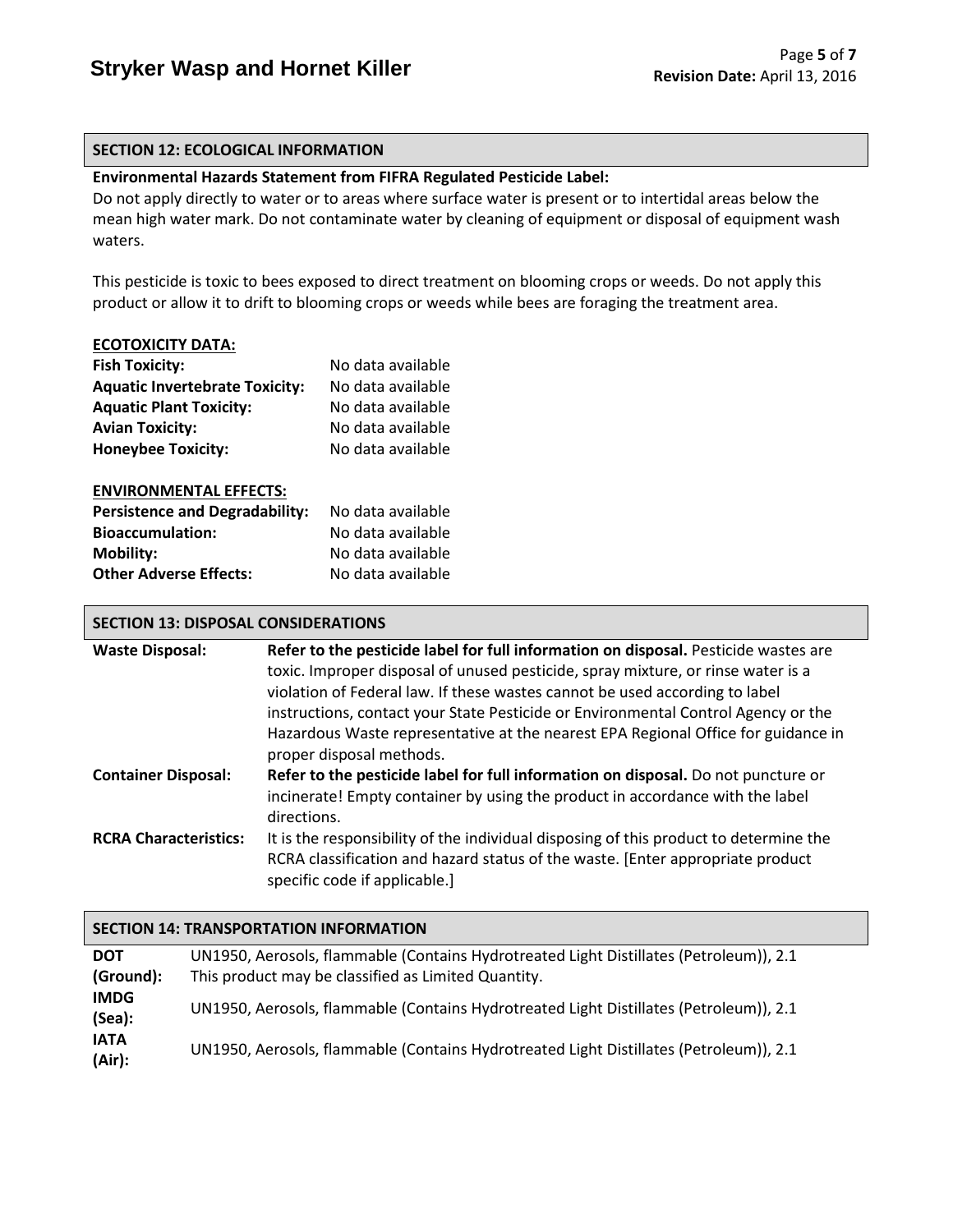## SECTION 12: ECOLOGICAL INFORMATION

**Environmental Hazards Statement from FIFRA Regulated Pesticide Label:**

Do not apply directly to water or to areas where surface water is present or to intertidal areas below the mean high water mark. Do not contaminate water by cleaning of equipment or disposal of equipment wash waters.

This pesticide is toxic to bees exposed to direct treatment on blooming crops or weeds. Do not apply this product or allow it to drift to blooming crops or weeds while bees are foraging the treatment area.

**ECOTOXICITY DATA:**

| | |
|---|---|
| **Fish Toxicity:** | No data available |
| **Aquatic Invertebrate Toxicity:** | No data available |
| **Aquatic Plant Toxicity:** | No data available |
| **Avian Toxicity:** | No data available |
| **Honeybee Toxicity:** | No data available |

**ENVIRONMENTAL EFFECTS:**

| | |
|---|---|
| **Persistence and Degradability:** | No data available |
| **Bioaccumulation:** | No data available |
| **Mobility:** | No data available |
| **Other Adverse Effects:** | No data available |

## SECTION 13: DISPOSAL CONSIDERATIONS

| | |
|---|---|
| **Waste Disposal:** | **Refer to the pesticide label for full information on disposal.** Pesticide wastes are toxic. Improper disposal of unused pesticide, spray mixture, or rinse water is a violation of Federal law. If these wastes cannot be used according to label instructions, contact your State Pesticide or Environmental Control Agency or the Hazardous Waste representative at the nearest EPA Regional Office for guidance in proper disposal methods. |
| **Container Disposal:** | **Refer to the pesticide label for full information on disposal.** Do not puncture or incinerate! Empty container by using the product in accordance with the label directions. |
| **RCRA Characteristics:** | It is the responsibility of the individual disposing of this product to determine the RCRA classification and hazard status of the waste. [Enter appropriate product specific code if applicable.] |

## SECTION 14: TRANSPORTATION INFORMATION

| | |
|---|---|
| **DOT (Ground):** | UN1950, Aerosols, flammable (Contains Hydrotreated Light Distillates (Petroleum)), 2.1<br>This product may be classified as Limited Quantity. |
| **IMDG (Sea):** | UN1950, Aerosols, flammable (Contains Hydrotreated Light Distillates (Petroleum)), 2.1 |
| **IATA (Air):** | UN1950, Aerosols, flammable (Contains Hydrotreated Light Distillates (Petroleum)), 2.1 |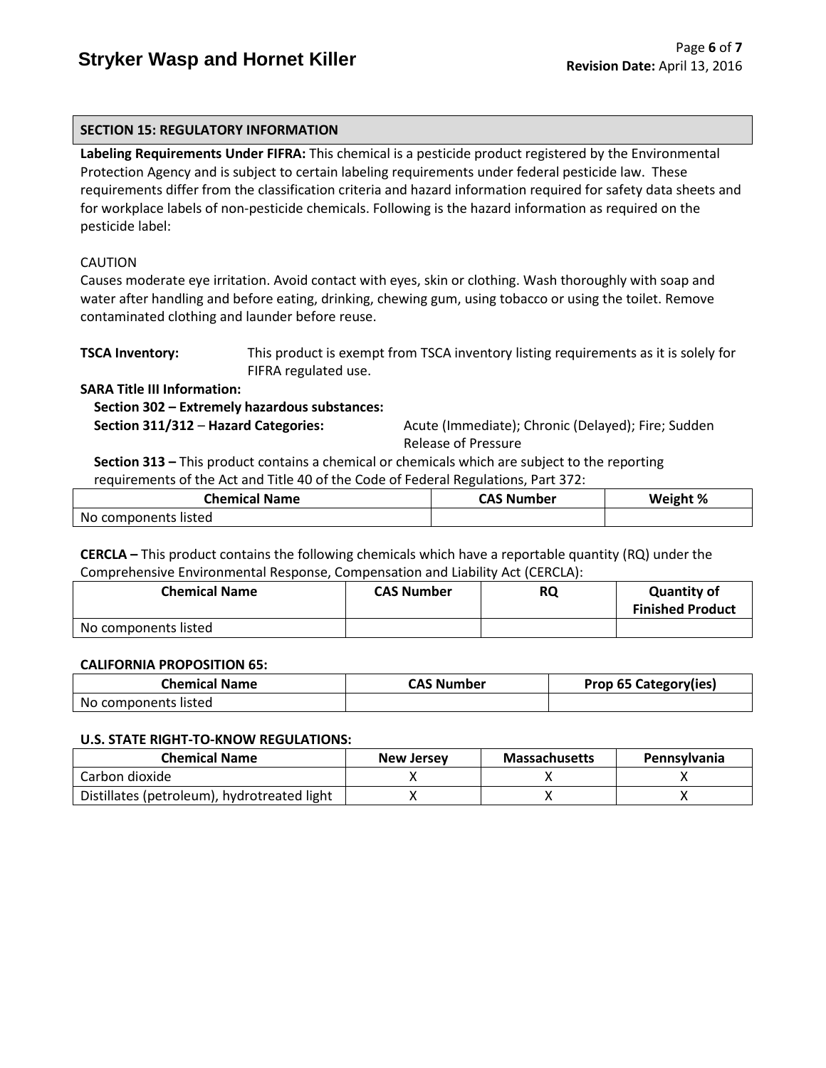## SECTION 15: REGULATORY INFORMATION

**Labeling Requirements Under FIFRA:** This chemical is a pesticide product registered by the Environmental Protection Agency and is subject to certain labeling requirements under federal pesticide law. These requirements differ from the classification criteria and hazard information required for safety data sheets and for workplace labels of non-pesticide chemicals. Following is the hazard information as required on the pesticide label:

CAUTION

Causes moderate eye irritation. Avoid contact with eyes, skin or clothing. Wash thoroughly with soap and water after handling and before eating, drinking, chewing gum, using tobacco or using the toilet. Remove contaminated clothing and launder before reuse.

**TSCA Inventory:** This product is exempt from TSCA inventory listing requirements as it is solely for FIFRA regulated use.

**SARA Title III Information:**

**Section 302 – Extremely hazardous substances:**

**Section 311/312 – Hazard Categories:** Acute (Immediate); Chronic (Delayed); Fire; Sudden Release of Pressure

**Section 313 –** This product contains a chemical or chemicals which are subject to the reporting requirements of the Act and Title 40 of the Code of Federal Regulations, Part 372:

| Chemical Name | CAS Number | Weight % |
|---|---|---|
| No components listed | | |

**CERCLA –** This product contains the following chemicals which have a reportable quantity (RQ) under the Comprehensive Environmental Response, Compensation and Liability Act (CERCLA):

| Chemical Name | CAS Number | RQ | Quantity of Finished Product |
|---|---|---|---|
| No components listed | | | |

**CALIFORNIA PROPOSITION 65:**

| Chemical Name | CAS Number | Prop 65 Category(ies) |
|---|---|---|
| No components listed | | |

**U.S. STATE RIGHT-TO-KNOW REGULATIONS:**

| Chemical Name | New Jersey | Massachusetts | Pennsylvania |
|---|---|---|---|
| Carbon dioxide | X | X | X |
| Distillates (petroleum), hydrotreated light | X | X | X |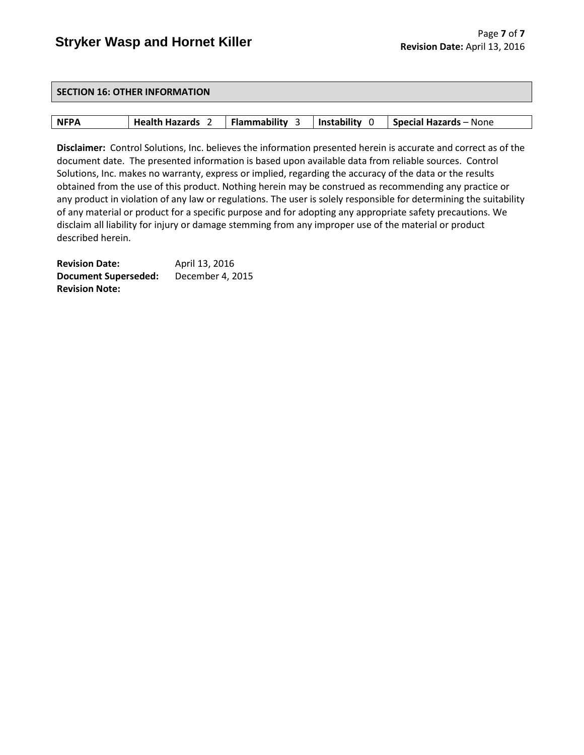## SECTION 16: OTHER INFORMATION

| | | | | |
|---|---|---|---|---|
| **NFPA** | **Health Hazards** 2 | **Flammability** 3 | **Instability** 0 | **Special Hazards** – None |

**Disclaimer:** Control Solutions, Inc. believes the information presented herein is accurate and correct as of the document date. The presented information is based upon available data from reliable sources. Control Solutions, Inc. makes no warranty, express or implied, regarding the accuracy of the data or the results obtained from the use of this product. Nothing herein may be construed as recommending any practice or any product in violation of any law or regulations. The user is solely responsible for determining the suitability of any material or product for a specific purpose and for adopting any appropriate safety precautions. We disclaim all liability for injury or damage stemming from any improper use of the material or product described herein.

**Revision Date:** April 13, 2016
**Document Superseded:** December 4, 2015
**Revision Note:**